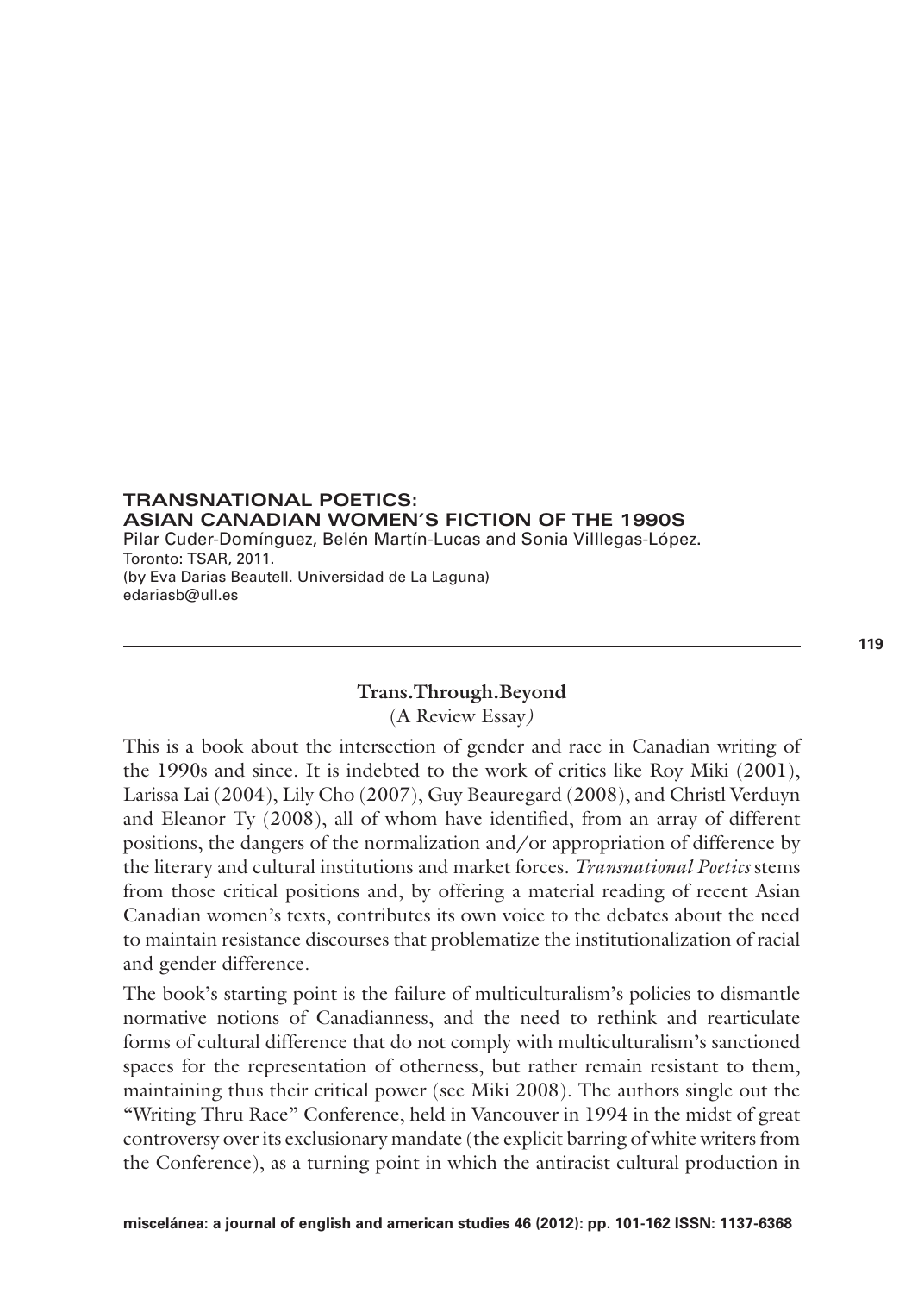## TRANSNATIONAL POETICS: ASIAN CANADIAN WOMEN'S FICTION OF THE 1990S

Pilar Cuder-Domínguez, Belén Martín-Lucas and Sonia Villlegas-López.
Toronto: TSAR, 2011.
(by Eva Darias Beautell. Universidad de La Laguna)
edariasb@ull.es

### Trans.Through.Beyond

(A Review Essay)

This is a book about the intersection of gender and race in Canadian writing of the 1990s and since. It is indebted to the work of critics like Roy Miki (2001), Larissa Lai (2004), Lily Cho (2007), Guy Beauregard (2008), and Christl Verduyn and Eleanor Ty (2008), all of whom have identified, from an array of different positions, the dangers of the normalization and/or appropriation of difference by the literary and cultural institutions and market forces. *Transnational Poetics* stems from those critical positions and, by offering a material reading of recent Asian Canadian women's texts, contributes its own voice to the debates about the need to maintain resistance discourses that problematize the institutionalization of racial and gender difference.

The book's starting point is the failure of multiculturalism's policies to dismantle normative notions of Canadianness, and the need to rethink and rearticulate forms of cultural difference that do not comply with multiculturalism's sanctioned spaces for the representation of otherness, but rather remain resistant to them, maintaining thus their critical power (see Miki 2008). The authors single out the "Writing Thru Race" Conference, held in Vancouver in 1994 in the midst of great controversy over its exclusionary mandate (the explicit barring of white writers from the Conference), as a turning point in which the antiracist cultural production in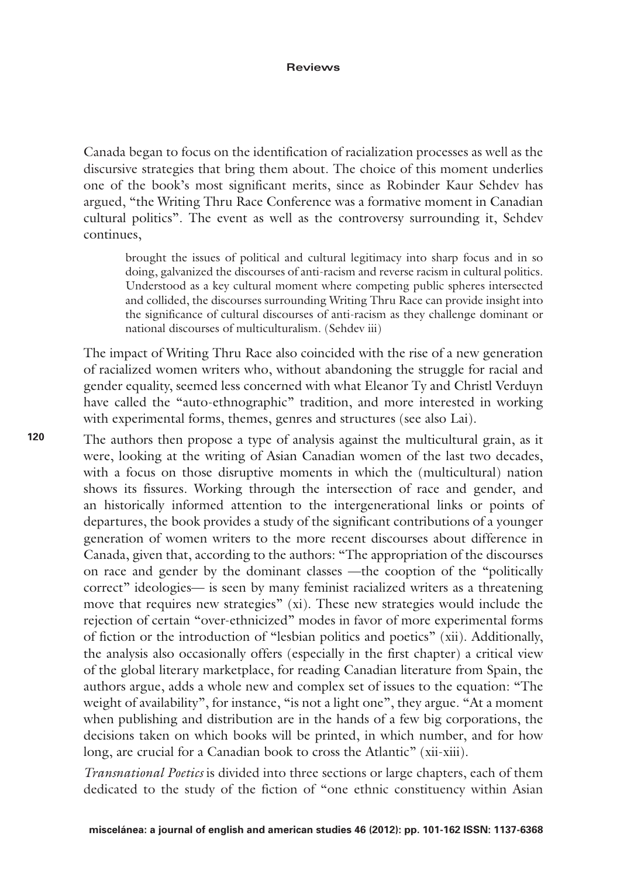Canada began to focus on the identification of racialization processes as well as the discursive strategies that bring them about. The choice of this moment underlies one of the book's most significant merits, since as Robinder Kaur Sehdev has argued, "the Writing Thru Race Conference was a formative moment in Canadian cultural politics". The event as well as the controversy surrounding it, Sehdev continues,

> brought the issues of political and cultural legitimacy into sharp focus and in so doing, galvanized the discourses of anti-racism and reverse racism in cultural politics. Understood as a key cultural moment where competing public spheres intersected and collided, the discourses surrounding Writing Thru Race can provide insight into the significance of cultural discourses of anti-racism as they challenge dominant or national discourses of multiculturalism. (Sehdev iii)

The impact of Writing Thru Race also coincided with the rise of a new generation of racialized women writers who, without abandoning the struggle for racial and gender equality, seemed less concerned with what Eleanor Ty and Christl Verduyn have called the "auto-ethnographic" tradition, and more interested in working with experimental forms, themes, genres and structures (see also Lai).

The authors then propose a type of analysis against the multicultural grain, as it were, looking at the writing of Asian Canadian women of the last two decades, with a focus on those disruptive moments in which the (multicultural) nation shows its fissures. Working through the intersection of race and gender, and an historically informed attention to the intergenerational links or points of departures, the book provides a study of the significant contributions of a younger generation of women writers to the more recent discourses about difference in Canada, given that, according to the authors: "The appropriation of the discourses on race and gender by the dominant classes —the cooption of the "politically correct" ideologies— is seen by many feminist racialized writers as a threatening move that requires new strategies" (xi). These new strategies would include the rejection of certain "over-ethnicized" modes in favor of more experimental forms of fiction or the introduction of "lesbian politics and poetics" (xii). Additionally, the analysis also occasionally offers (especially in the first chapter) a critical view of the global literary marketplace, for reading Canadian literature from Spain, the authors argue, adds a whole new and complex set of issues to the equation: "The weight of availability", for instance, "is not a light one", they argue. "At a moment when publishing and distribution are in the hands of a few big corporations, the decisions taken on which books will be printed, in which number, and for how long, are crucial for a Canadian book to cross the Atlantic" (xii-xiii).

*Transnational Poetics* is divided into three sections or large chapters, each of them dedicated to the study of the fiction of "one ethnic constituency within Asian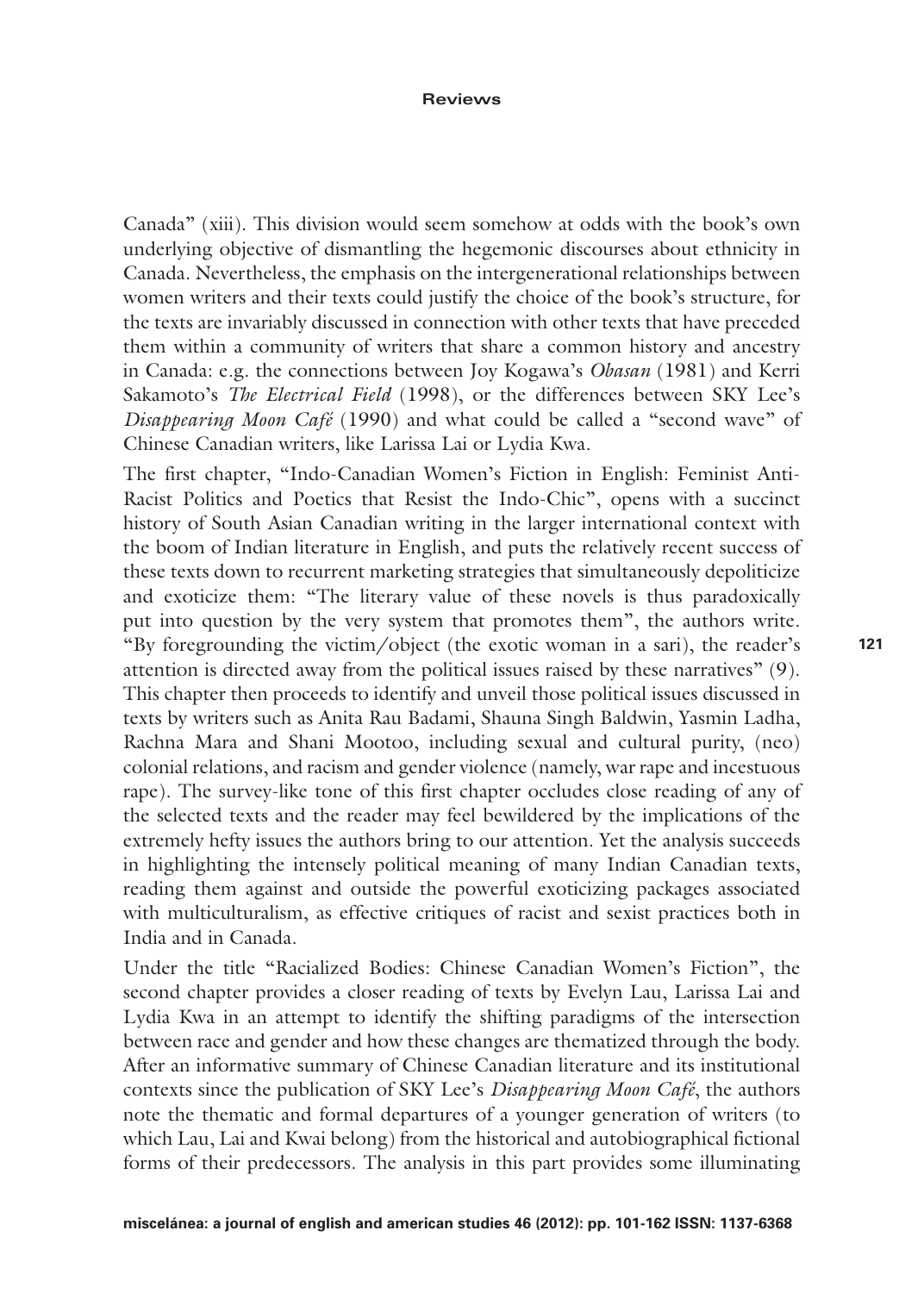Canada" (xiii). This division would seem somehow at odds with the book's own underlying objective of dismantling the hegemonic discourses about ethnicity in Canada. Nevertheless, the emphasis on the intergenerational relationships between women writers and their texts could justify the choice of the book's structure, for the texts are invariably discussed in connection with other texts that have preceded them within a community of writers that share a common history and ancestry in Canada: e.g. the connections between Joy Kogawa's *Obasan* (1981) and Kerri Sakamoto's *The Electrical Field* (1998), or the differences between SKY Lee's *Disappearing Moon Café* (1990) and what could be called a "second wave" of Chinese Canadian writers, like Larissa Lai or Lydia Kwa.

The first chapter, "Indo-Canadian Women's Fiction in English: Feminist Anti-Racist Politics and Poetics that Resist the Indo-Chic", opens with a succinct history of South Asian Canadian writing in the larger international context with the boom of Indian literature in English, and puts the relatively recent success of these texts down to recurrent marketing strategies that simultaneously depoliticize and exoticize them: "The literary value of these novels is thus paradoxically put into question by the very system that promotes them", the authors write. "By foregrounding the victim/object (the exotic woman in a sari), the reader's attention is directed away from the political issues raised by these narratives" (9). This chapter then proceeds to identify and unveil those political issues discussed in texts by writers such as Anita Rau Badami, Shauna Singh Baldwin, Yasmin Ladha, Rachna Mara and Shani Mootoo, including sexual and cultural purity, (neo) colonial relations, and racism and gender violence (namely, war rape and incestuous rape). The survey-like tone of this first chapter occludes close reading of any of the selected texts and the reader may feel bewildered by the implications of the extremely hefty issues the authors bring to our attention. Yet the analysis succeeds in highlighting the intensely political meaning of many Indian Canadian texts, reading them against and outside the powerful exoticizing packages associated with multiculturalism, as effective critiques of racist and sexist practices both in India and in Canada.

Under the title "Racialized Bodies: Chinese Canadian Women's Fiction", the second chapter provides a closer reading of texts by Evelyn Lau, Larissa Lai and Lydia Kwa in an attempt to identify the shifting paradigms of the intersection between race and gender and how these changes are thematized through the body. After an informative summary of Chinese Canadian literature and its institutional contexts since the publication of SKY Lee's *Disappearing Moon Café*, the authors note the thematic and formal departures of a younger generation of writers (to which Lau, Lai and Kwai belong) from the historical and autobiographical fictional forms of their predecessors. The analysis in this part provides some illuminating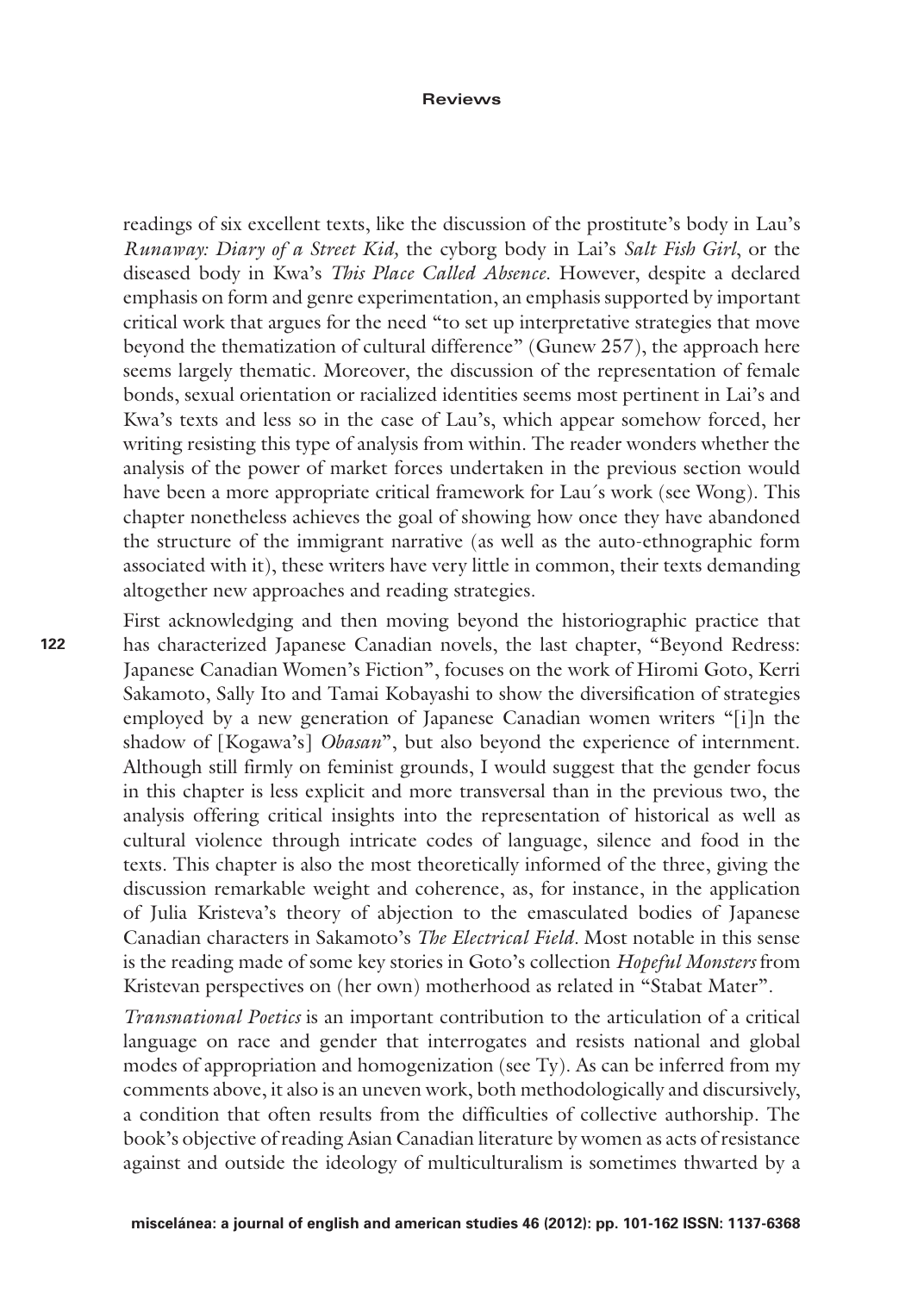readings of six excellent texts, like the discussion of the prostitute's body in Lau's *Runaway: Diary of a Street Kid,* the cyborg body in Lai's *Salt Fish Girl*, or the diseased body in Kwa's *This Place Called Absence.* However, despite a declared emphasis on form and genre experimentation, an emphasis supported by important critical work that argues for the need "to set up interpretative strategies that move beyond the thematization of cultural difference" (Gunew 257), the approach here seems largely thematic. Moreover, the discussion of the representation of female bonds, sexual orientation or racialized identities seems most pertinent in Lai's and Kwa's texts and less so in the case of Lau's, which appear somehow forced, her writing resisting this type of analysis from within. The reader wonders whether the analysis of the power of market forces undertaken in the previous section would have been a more appropriate critical framework for Lau´s work (see Wong). This chapter nonetheless achieves the goal of showing how once they have abandoned the structure of the immigrant narrative (as well as the auto-ethnographic form associated with it), these writers have very little in common, their texts demanding altogether new approaches and reading strategies.

First acknowledging and then moving beyond the historiographic practice that has characterized Japanese Canadian novels, the last chapter, "Beyond Redress: Japanese Canadian Women's Fiction", focuses on the work of Hiromi Goto, Kerri Sakamoto, Sally Ito and Tamai Kobayashi to show the diversification of strategies employed by a new generation of Japanese Canadian women writers "[i]n the shadow of [Kogawa's] *Obasan*", but also beyond the experience of internment. Although still firmly on feminist grounds, I would suggest that the gender focus in this chapter is less explicit and more transversal than in the previous two, the analysis offering critical insights into the representation of historical as well as cultural violence through intricate codes of language, silence and food in the texts. This chapter is also the most theoretically informed of the three, giving the discussion remarkable weight and coherence, as, for instance, in the application of Julia Kristeva's theory of abjection to the emasculated bodies of Japanese Canadian characters in Sakamoto's *The Electrical Field*. Most notable in this sense is the reading made of some key stories in Goto's collection *Hopeful Monsters* from Kristevan perspectives on (her own) motherhood as related in "Stabat Mater".

*Transnational Poetics* is an important contribution to the articulation of a critical language on race and gender that interrogates and resists national and global modes of appropriation and homogenization (see Ty). As can be inferred from my comments above, it also is an uneven work, both methodologically and discursively, a condition that often results from the difficulties of collective authorship. The book's objective of reading Asian Canadian literature by women as acts of resistance against and outside the ideology of multiculturalism is sometimes thwarted by a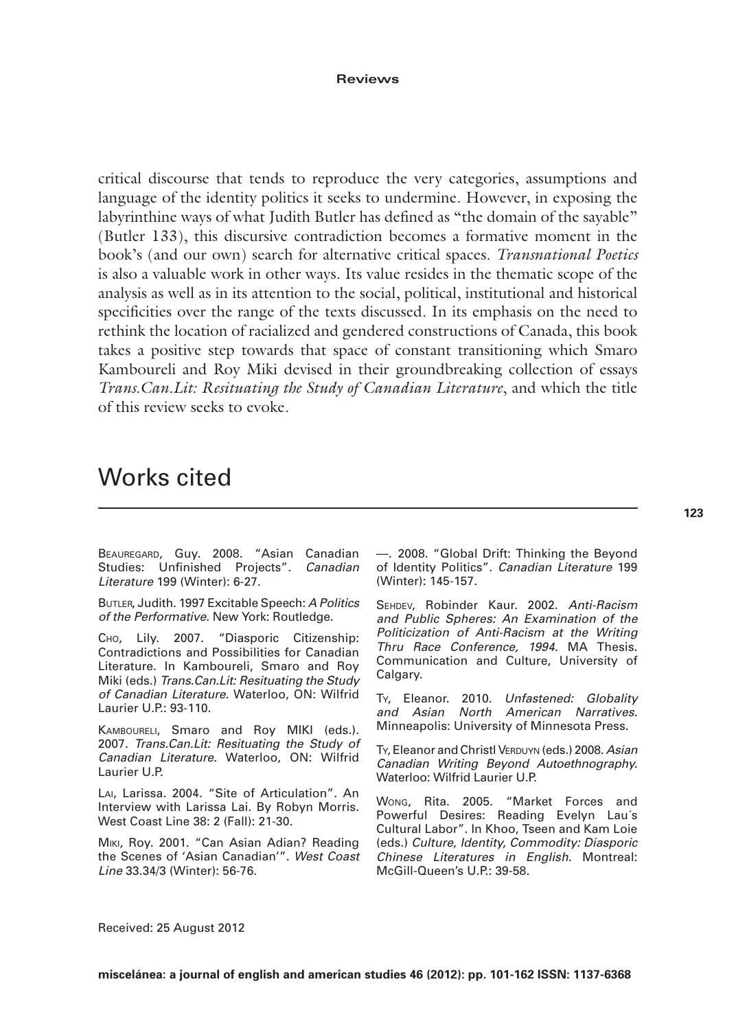critical discourse that tends to reproduce the very categories, assumptions and language of the identity politics it seeks to undermine. However, in exposing the labyrinthine ways of what Judith Butler has defined as "the domain of the sayable" (Butler 133), this discursive contradiction becomes a formative moment in the book's (and our own) search for alternative critical spaces. *Transnational Poetics* is also a valuable work in other ways. Its value resides in the thematic scope of the analysis as well as in its attention to the social, political, institutional and historical specificities over the range of the texts discussed. In its emphasis on the need to rethink the location of racialized and gendered constructions of Canada, this book takes a positive step towards that space of constant transitioning which Smaro Kamboureli and Roy Miki devised in their groundbreaking collection of essays *Trans.Can.Lit: Resituating the Study of Canadian Literature*, and which the title of this review seeks to evoke.

## Works cited

Beauregard, Guy. 2008. "Asian Canadian Studies: Unfinished Projects". *Canadian Literature* 199 (Winter): 6-27.

Butler, Judith. 1997 Excitable Speech: *A Politics of the Performative.* New York: Routledge.

Cho, Lily. 2007. "Diasporic Citizenship: Contradictions and Possibilities for Canadian Literature. In Kamboureli, Smaro and Roy Miki (eds.) *Trans.Can.Lit: Resituating the Study of Canadian Literature.* Waterloo, ON: Wilfrid Laurier U.P.: 93-110.

Kamboureli, Smaro and Roy MIKI (eds.). 2007. *Trans.Can.Lit: Resituating the Study of Canadian Literature.* Waterloo, ON: Wilfrid Laurier U.P.

Lai, Larissa. 2004. "Site of Articulation". An Interview with Larissa Lai. By Robyn Morris. West Coast Line 38: 2 (Fall): 21-30.

Miki, Roy. 2001. "Can Asian Adian? Reading the Scenes of 'Asian Canadian'". *West Coast Line* 33.34/3 (Winter): 56-76.

—. 2008. "Global Drift: Thinking the Beyond of Identity Politics". *Canadian Literature* 199 (Winter): 145-157.

Sehdev, Robinder Kaur. 2002. *Anti-Racism and Public Spheres: An Examination of the Politicization of Anti-Racism at the Writing Thru Race Conference, 1994.* MA Thesis. Communication and Culture, University of Calgary.

Ty, Eleanor. 2010. *Unfastened: Globality and Asian North American Narratives.* Minneapolis: University of Minnesota Press.

Ty, Eleanor and Christl Verduyn (eds.) 2008. *Asian Canadian Writing Beyond Autoethnography.* Waterloo: Wilfrid Laurier U.P.

Wong, Rita. 2005. "Market Forces and Powerful Desires: Reading Evelyn Lau´s Cultural Labor". In Khoo, Tseen and Kam Loie (eds.) *Culture, Identity, Commodity: Diasporic Chinese Literatures in English.* Montreal: McGill-Queen's U.P.: 39-58.

Received: 25 August 2012